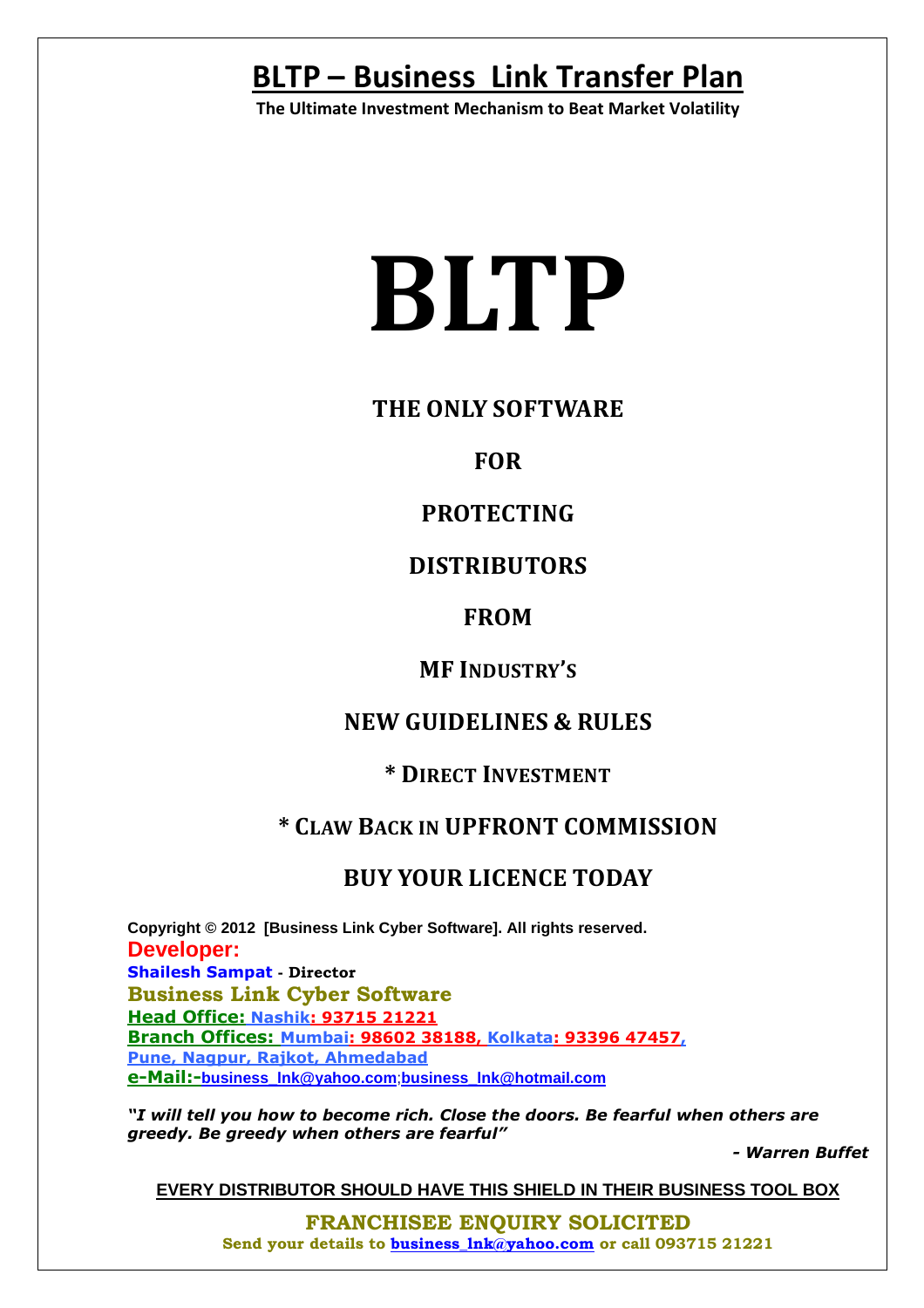# BLTP – Business Link Transfer Plan

**The Ultimate Investment Mechanism to Beat Market Volatility**

# BLTP

## THE ONLY SOFTWARE

## FOR

## PROTECTING

## DISTRIBUTORS

## FROM

## MF INDUSTRY'S

## NEW GUIDELINES & RULES

## * DIRECT INVESTMENT

## * CLAW BACK IN UPFRONT COMMISSION

## BUY YOUR LICENCE TODAY

**Copyright © 2012 [Business Link Cyber Software]. All rights reserved.**

**Developer:**

**Shailesh Sampat - Director**

**Business Link Cyber Software**

**Head Office: Nashik: 93715 21221**

**Branch Offices: Mumbai: 98602 38188, Kolkata: 93396 47457, Pune, Nagpur, Rajkot, Ahmedabad**

**e-Mail:-business_lnk@yahoo.com;business_lnk@hotmail.com**

***"I will tell you how to become rich. Close the doors. Be fearful when others are greedy. Be greedy when others are fearful"***

***- Warren Buffet***

**EVERY DISTRIBUTOR SHOULD HAVE THIS SHIELD IN THEIR BUSINESS TOOL BOX**

**FRANCHISEE ENQUIRY SOLICITED**

**Send your details to business_lnk@yahoo.com or call 093715 21221**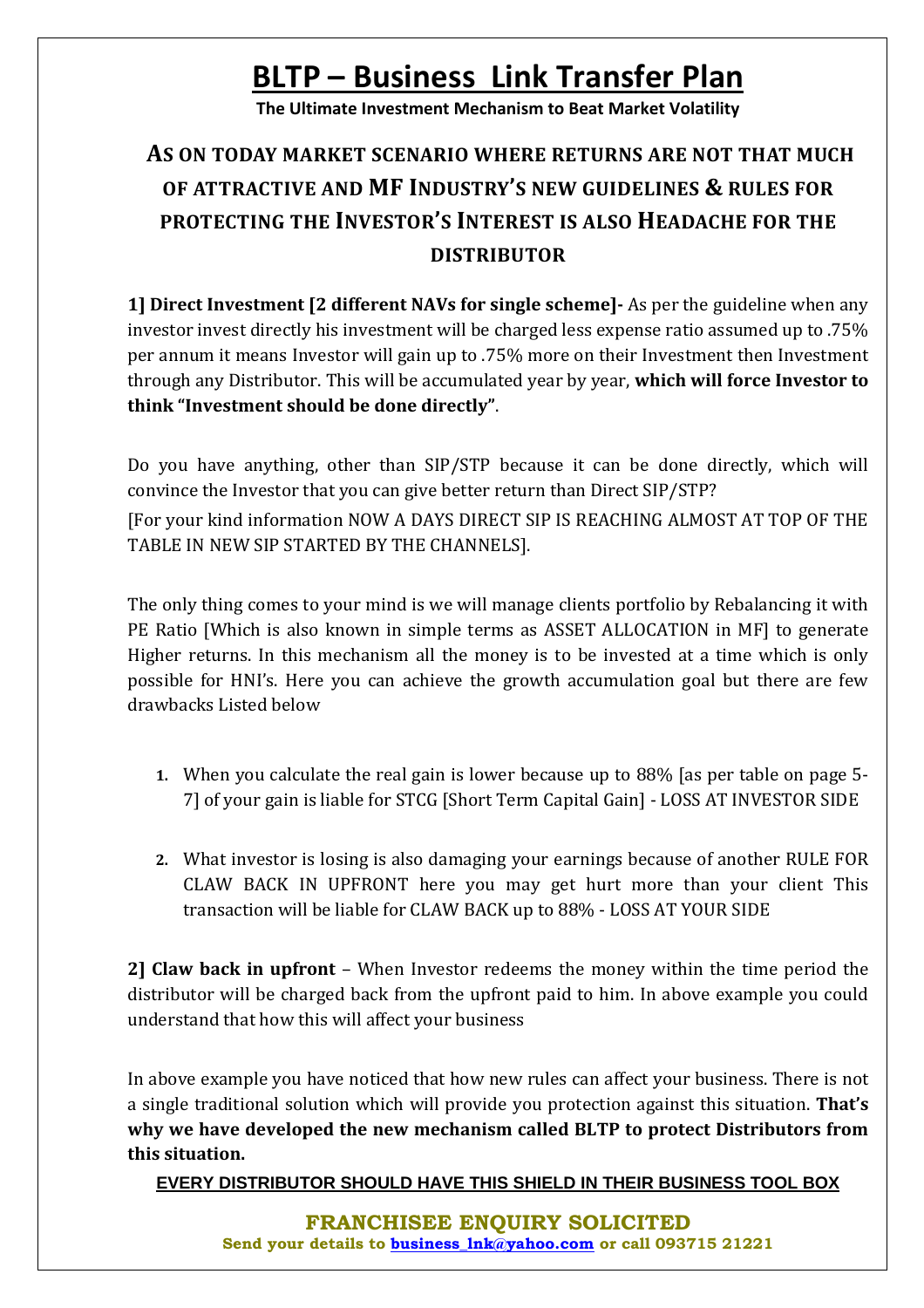# BLTP – Business Link Transfer Plan

**The Ultimate Investment Mechanism to Beat Market Volatility**

## AS ON TODAY MARKET SCENARIO WHERE RETURNS ARE NOT THAT MUCH OF ATTRACTIVE AND MF INDUSTRY'S NEW GUIDELINES & RULES FOR PROTECTING THE INVESTOR'S INTEREST IS ALSO HEADACHE FOR THE DISTRIBUTOR

**1] Direct Investment [2 different NAVs for single scheme]-** As per the guideline when any investor invest directly his investment will be charged less expense ratio assumed up to .75% per annum it means Investor will gain up to .75% more on their Investment then Investment through any Distributor. This will be accumulated year by year, **which will force Investor to think "Investment should be done directly"**.

Do you have anything, other than SIP/STP because it can be done directly, which will convince the Investor that you can give better return than Direct SIP/STP?

[For your kind information NOW A DAYS DIRECT SIP IS REACHING ALMOST AT TOP OF THE TABLE IN NEW SIP STARTED BY THE CHANNELS].

The only thing comes to your mind is we will manage clients portfolio by Rebalancing it with PE Ratio [Which is also known in simple terms as ASSET ALLOCATION in MF] to generate Higher returns. In this mechanism all the money is to be invested at a time which is only possible for HNI's. Here you can achieve the growth accumulation goal but there are few drawbacks Listed below

1. When you calculate the real gain is lower because up to 88% [as per table on page 5-7] of your gain is liable for STCG [Short Term Capital Gain] - LOSS AT INVESTOR SIDE
2. What investor is losing is also damaging your earnings because of another RULE FOR CLAW BACK IN UPFRONT here you may get hurt more than your client This transaction will be liable for CLAW BACK up to 88% - LOSS AT YOUR SIDE

**2] Claw back in upfront** – When Investor redeems the money within the time period the distributor will be charged back from the upfront paid to him. In above example you could understand that how this will affect your business

In above example you have noticed that how new rules can affect your business. There is not a single traditional solution which will provide you protection against this situation. **That's why we have developed the new mechanism called BLTP to protect Distributors from this situation.**

**EVERY DISTRIBUTOR SHOULD HAVE THIS SHIELD IN THEIR BUSINESS TOOL BOX**

**FRANCHISEE ENQUIRY SOLICITED**

**Send your details to business_lnk@yahoo.com or call 093715 21221**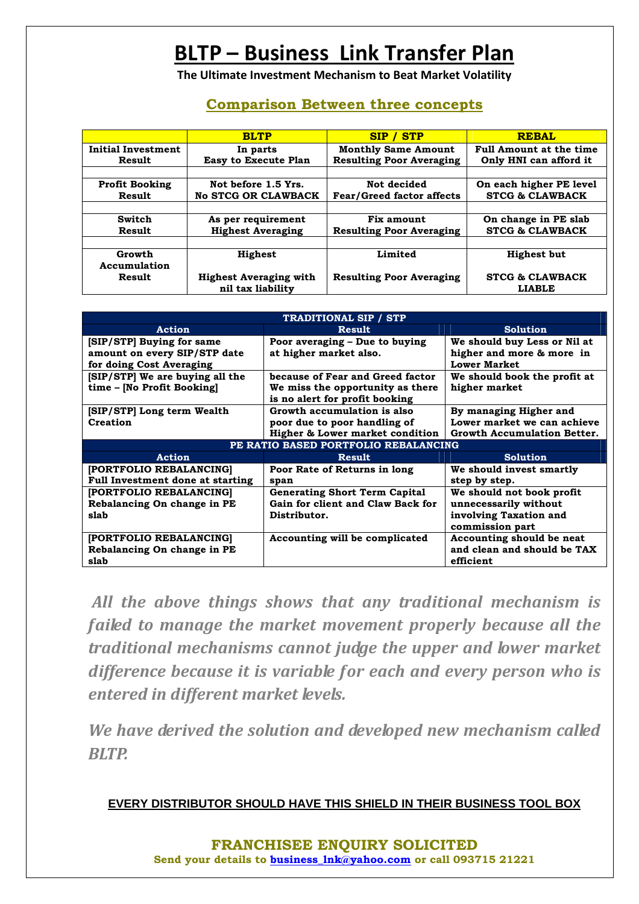# BLTP – Business Link Transfer Plan

**The Ultimate Investment Mechanism to Beat Market Volatility**

## Comparison Between three concepts

| | BLTP | SIP / STP | REBAL |
|---|---|---|---|
| **Initial Investment** | **In parts** | **Monthly Same Amount** | **Full Amount at the time** |
| **Result** | **Easy to Execute Plan** | **Resulting Poor Averaging** | **Only HNI can afford it** |
| | | | |
| **Profit Booking** | **Not before 1.5 Yrs.** | **Not decided** | **On each higher PE level** |
| **Result** | **No STCG OR CLAWBACK** | **Fear/Greed factor affects** | **STCG & CLAWBACK** |
| | | | |
| **Switch** | **As per requirement** | **Fix amount** | **On change in PE slab** |
| **Result** | **Highest Averaging** | **Resulting Poor Averaging** | **STCG & CLAWBACK** |
| | | | |
| **Growth Accumulation** | **Highest** | **Limited** | **Highest but** |
| **Result** | **Highest Averaging with nil tax liability** | **Resulting Poor Averaging** | **STCG & CLAWBACK LIABLE** |

| TRADITIONAL SIP / STP | | |
|---|---|---|
| **Action** | **Result** | **Solution** |
| **[SIP/STP] Buying for same amount on every SIP/STP date for doing Cost Averaging** | **Poor averaging – Due to buying at higher market also.** | **We should buy Less or Nil at higher and more & more in Lower Market** |
| **[SIP/STP] We are buying all the time – [No Profit Booking]** | **because of Fear and Greed factor We miss the opportunity as there is no alert for profit booking** | **We should book the profit at higher market** |
| **[SIP/STP] Long term Wealth Creation** | **Growth accumulation is also poor due to poor handling of Higher & Lower market condition** | **By managing Higher and Lower market we can achieve Growth Accumulation Better.** |
| **PE RATIO BASED PORTFOLIO REBALANCING** | | |
| **Action** | **Result** | **Solution** |
| **[PORTFOLIO REBALANCING] Full Investment done at starting** | **Poor Rate of Returns in long span** | **We should invest smartly step by step.** |
| **[PORTFOLIO REBALANCING] Rebalancing On change in PE slab** | **Generating Short Term Capital Gain for client and Claw Back for Distributor.** | **We should not book profit unnecessarily without involving Taxation and commission part** |
| **[PORTFOLIO REBALANCING] Rebalancing On change in PE slab** | **Accounting will be complicated** | **Accounting should be neat and clean and should be TAX efficient** |

***All the above things shows that any traditional mechanism is failed to manage the market movement properly because all the traditional mechanisms cannot judge the upper and lower market difference because it is variable for each and every person who is entered in different market levels.***

***We have derived the solution and developed new mechanism called BLTP.***

**EVERY DISTRIBUTOR SHOULD HAVE THIS SHIELD IN THEIR BUSINESS TOOL BOX**

**FRANCHISEE ENQUIRY SOLICITED**

**Send your details to business_lnk@yahoo.com or call 093715 21221**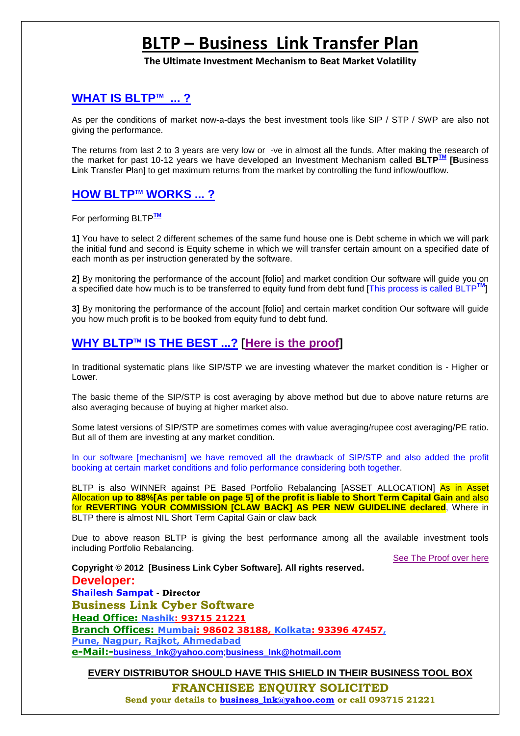# BLTP – Business Link Transfer Plan

**The Ultimate Investment Mechanism to Beat Market Volatility**

## WHAT IS BLTP™ ... ?

As per the conditions of market now-a-days the best investment tools like SIP / STP / SWP are also not giving the performance.

The returns from last 2 to 3 years are very low or -ve in almost all the funds. After making the research of the market for past 10-12 years we have developed an Investment Mechanism called **BLTP™ [B**usiness **L**ink **T**ransfer **P**lan] to get maximum returns from the market by controlling the fund inflow/outflow.

## HOW BLTP™ WORKS ... ?

For performing BLTP™

**1]** You have to select 2 different schemes of the same fund house one is Debt scheme in which we will park the initial fund and second is Equity scheme in which we will transfer certain amount on a specified date of each month as per instruction generated by the software.

**2]** By monitoring the performance of the account [folio] and market condition Our software will guide you on a specified date how much is to be transferred to equity fund from debt fund [This process is called BLTP™]

**3]** By monitoring the performance of the account [folio] and certain market condition Our software will guide you how much profit is to be booked from equity fund to debt fund.

## WHY BLTP™ IS THE BEST ...? [Here is the proof]

In traditional systematic plans like SIP/STP we are investing whatever the market condition is - Higher or Lower.

The basic theme of the SIP/STP is cost averaging by above method but due to above nature returns are also averaging because of buying at higher market also.

Some latest versions of SIP/STP are sometimes comes with value averaging/rupee cost averaging/PE ratio. But all of them are investing at any market condition.

In our software [mechanism] we have removed all the drawback of SIP/STP and also added the profit booking at certain market conditions and folio performance considering both together.

BLTP is also WINNER against PE Based Portfolio Rebalancing [ASSET ALLOCATION] As in Asset Allocation **up to 88%[As per table on page 5] of the profit is liable to Short Term Capital Gain** and also for **REVERTING YOUR COMMISSION [CLAW BACK] AS PER NEW GUIDELINE declared**, Where in BLTP there is almost NIL Short Term Capital Gain or claw back

Due to above reason BLTP is giving the best performance among all the available investment tools including Portfolio Rebalancing.

See The Proof over here

**Copyright © 2012 [Business Link Cyber Software]. All rights reserved.**

**Developer:**

**Shailesh Sampat - Director**

**Business Link Cyber Software**

**Head Office: Nashik: 93715 21221**

**Branch Offices: Mumbai: 98602 38188, Kolkata: 93396 47457, Pune, Nagpur, Rajkot, Ahmedabad**

**e-Mail:-business_lnk@yahoo.com;business_lnk@hotmail.com**

**EVERY DISTRIBUTOR SHOULD HAVE THIS SHIELD IN THEIR BUSINESS TOOL BOX**

**FRANCHISEE ENQUIRY SOLICITED**

**Send your details to business_lnk@yahoo.com or call 093715 21221**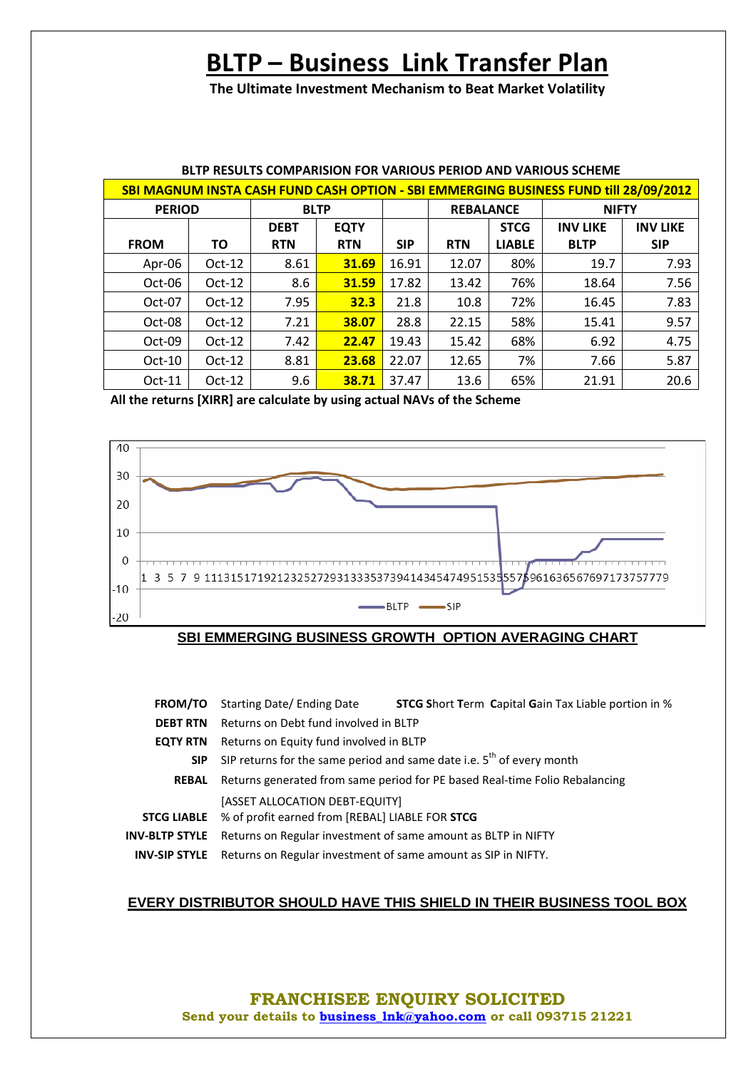# BLTP – Business Link Transfer Plan

**The Ultimate Investment Mechanism to Beat Market Volatility**

**BLTP RESULTS COMPARISION FOR VARIOUS PERIOD AND VARIOUS SCHEME**

| SBI MAGNUM INSTA CASH FUND CASH OPTION - SBI EMMERGING BUSINESS FUND till 28/09/2012 | | | | | | | | |
|---|---|---|---|---|---|---|---|---|
| **PERIOD** | | **BLTP** | | | **REBALANCE** | | **NIFTY** | |
| **FROM** | **TO** | **DEBT RTN** | **EQTY RTN** | **SIP** | **RTN** | **STCG LIABLE** | **INV LIKE BLTP** | **INV LIKE SIP** |
| Apr-06 | Oct-12 | 8.61 | **31.69** | 16.91 | 12.07 | 80% | 19.7 | 7.93 |
| Oct-06 | Oct-12 | 8.6 | **31.59** | 17.82 | 13.42 | 76% | 18.64 | 7.56 |
| Oct-07 | Oct-12 | 7.95 | **32.3** | 21.8 | 10.8 | 72% | 16.45 | 7.83 |
| Oct-08 | Oct-12 | 7.21 | **38.07** | 28.8 | 22.15 | 58% | 15.41 | 9.57 |
| Oct-09 | Oct-12 | 7.42 | **22.47** | 19.43 | 15.42 | 68% | 6.92 | 4.75 |
| Oct-10 | Oct-12 | 8.81 | **23.68** | 22.07 | 12.65 | 7% | 7.66 | 5.87 |
| Oct-11 | Oct-12 | 9.6 | **38.71** | 37.47 | 13.6 | 65% | 21.91 | 20.6 |

**All the returns [XIRR] are calculate by using actual NAVs of the Scheme**

**SBI EMMERGING BUSINESS GROWTH OPTION AVERAGING CHART**

| | | |
|---|---|---|
| **FROM/TO** | Starting Date/ Ending Date | **STCG S**hort **T**erm **C**apital **G**ain Tax Liable portion in % |
| **DEBT RTN** | Returns on Debt fund involved in BLTP | |
| **EQTY RTN** | Returns on Equity fund involved in BLTP | |
| **SIP** | SIP returns for the same period and same date i.e. 5th of every month | |
| **REBAL** | Returns generated from same period for PE based Real-time Folio Rebalancing [ASSET ALLOCATION DEBT-EQUITY] | |
| **STCG LIABLE** | % of profit earned from [REBAL] LIABLE FOR **STCG** | |
| **INV-BLTP STYLE** | Returns on Regular investment of same amount as BLTP in NIFTY | |
| **INV-SIP STYLE** | Returns on Regular investment of same amount as SIP in NIFTY. | |

**EVERY DISTRIBUTOR SHOULD HAVE THIS SHIELD IN THEIR BUSINESS TOOL BOX**

**FRANCHISEE ENQUIRY SOLICITED**

**Send your details to business_lnk@yahoo.com or call 093715 21221**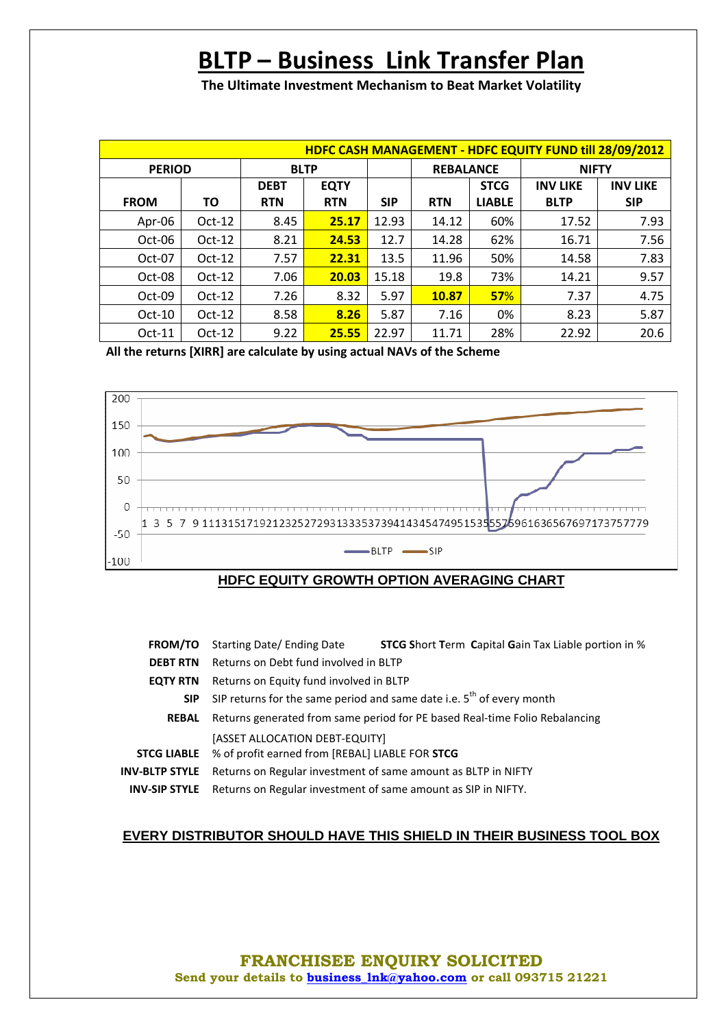# BLTP – Business Link Transfer Plan

**The Ultimate Investment Mechanism to Beat Market Volatility**

| HDFC CASH MANAGEMENT - HDFC EQUITY FUND till 28/09/2012 | | | | | | | | |
|---|---|---|---|---|---|---|---|---|
| **PERIOD** | | **BLTP** | | | **REBALANCE** | | **NIFTY** | |
| **FROM** | **TO** | **DEBT RTN** | **EQTY RTN** | **SIP** | **RTN** | **STCG LIABLE** | **INV LIKE BLTP** | **INV LIKE SIP** |
| Apr-06 | Oct-12 | 8.45 | **25.17** | 12.93 | 14.12 | 60% | 17.52 | 7.93 |
| Oct-06 | Oct-12 | 8.21 | **24.53** | 12.7 | 14.28 | 62% | 16.71 | 7.56 |
| Oct-07 | Oct-12 | 7.57 | **22.31** | 13.5 | 11.96 | 50% | 14.58 | 7.83 |
| Oct-08 | Oct-12 | 7.06 | **20.03** | 15.18 | 19.8 | 73% | 14.21 | 9.57 |
| Oct-09 | Oct-12 | 7.26 | 8.32 | 5.97 | **10.87** | **57%** | 7.37 | 4.75 |
| Oct-10 | Oct-12 | 8.58 | **8.26** | 5.87 | 7.16 | 0% | 8.23 | 5.87 |
| Oct-11 | Oct-12 | 9.22 | **25.55** | 22.97 | 11.71 | 28% | 22.92 | 20.6 |

**All the returns [XIRR] are calculate by using actual NAVs of the Scheme**

**HDFC EQUITY GROWTH OPTION AVERAGING CHART**

| | |
|---|---|
| **FROM/TO** | Starting Date/ Ending Date **STCG S**hort **T**erm **C**apital **G**ain Tax Liable portion in % |
| **DEBT RTN** | Returns on Debt fund involved in BLTP |
| **EQTY RTN** | Returns on Equity fund involved in BLTP |
| **SIP** | SIP returns for the same period and same date i.e. 5th of every month |
| **REBAL** | Returns generated from same period for PE based Real-time Folio Rebalancing [ASSET ALLOCATION DEBT-EQUITY] |
| **STCG LIABLE** | % of profit earned from [REBAL] LIABLE FOR **STCG** |
| **INV-BLTP STYLE** | Returns on Regular investment of same amount as BLTP in NIFTY |
| **INV-SIP STYLE** | Returns on Regular investment of same amount as SIP in NIFTY. |

**EVERY DISTRIBUTOR SHOULD HAVE THIS SHIELD IN THEIR BUSINESS TOOL BOX**

**FRANCHISEE ENQUIRY SOLICITED**

**Send your details to business_lnk@yahoo.com or call 093715 21221**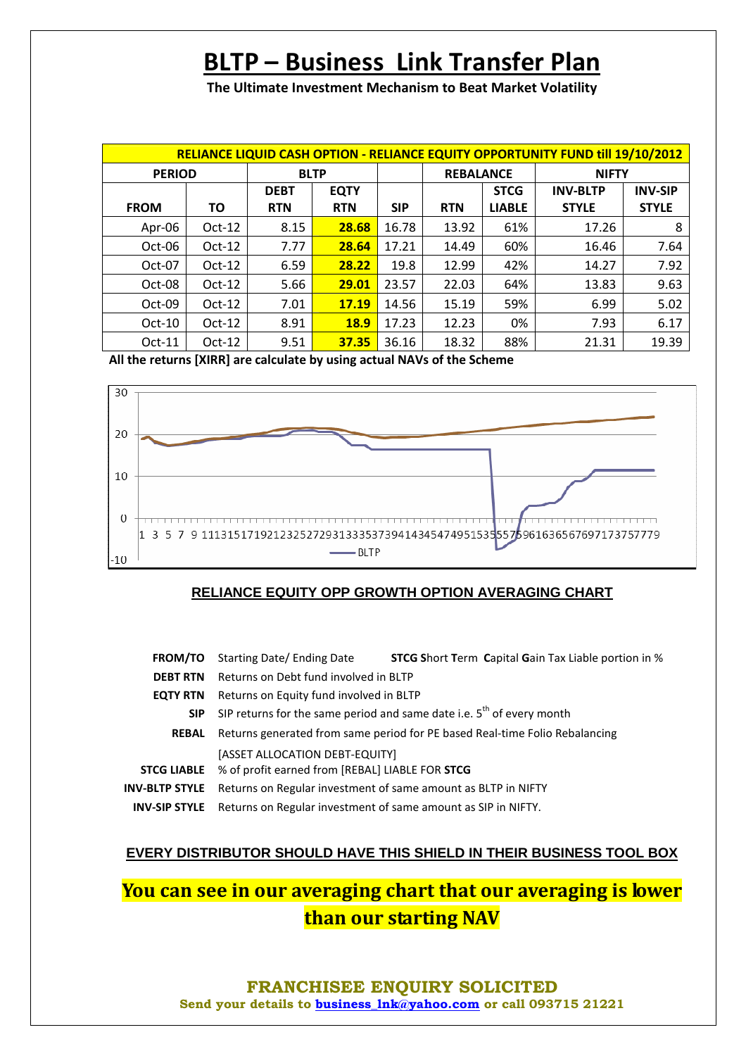# BLTP – Business Link Transfer Plan

**The Ultimate Investment Mechanism to Beat Market Volatility**

| RELIANCE LIQUID CASH OPTION - RELIANCE EQUITY OPPORTUNITY FUND till 19/10/2012 | | | | | | | | |
|---|---|---|---|---|---|---|---|---|
| PERIOD | | BLTP | | | REBALANCE | | NIFTY | |
| FROM | TO | DEBT RTN | EQTY RTN | SIP | RTN | STCG LIABLE | INV-BLTP STYLE | INV-SIP STYLE |
| Apr-06 | Oct-12 | 8.15 | **28.68** | 16.78 | 13.92 | 61% | 17.26 | 8 |
| Oct-06 | Oct-12 | 7.77 | **28.64** | 17.21 | 14.49 | 60% | 16.46 | 7.64 |
| Oct-07 | Oct-12 | 6.59 | **28.22** | 19.8 | 12.99 | 42% | 14.27 | 7.92 |
| Oct-08 | Oct-12 | 5.66 | **29.01** | 23.57 | 22.03 | 64% | 13.83 | 9.63 |
| Oct-09 | Oct-12 | 7.01 | **17.19** | 14.56 | 15.19 | 59% | 6.99 | 5.02 |
| Oct-10 | Oct-12 | 8.91 | **18.9** | 17.23 | 12.23 | 0% | 7.93 | 6.17 |
| Oct-11 | Oct-12 | 9.51 | **37.35** | 36.16 | 18.32 | 88% | 21.31 | 19.39 |

**All the returns [XIRR] are calculate by using actual NAVs of the Scheme**

**RELIANCE EQUITY OPP GROWTH OPTION AVERAGING CHART**

| | | |
|---|---|---|
| **FROM/TO** | Starting Date/ Ending Date | **STCG S**hort **T**erm **C**apital **G**ain Tax Liable portion in % |
| **DEBT RTN** | Returns on Debt fund involved in BLTP | |
| **EQTY RTN** | Returns on Equity fund involved in BLTP | |
| **SIP** | SIP returns for the same period and same date i.e. 5th of every month | |
| **REBAL** | Returns generated from same period for PE based Real-time Folio Rebalancing [ASSET ALLOCATION DEBT-EQUITY] | |
| **STCG LIABLE** | % of profit earned from [REBAL] LIABLE FOR **STCG** | |
| **INV-BLTP STYLE** | Returns on Regular investment of same amount as BLTP in NIFTY | |
| **INV-SIP STYLE** | Returns on Regular investment of same amount as SIP in NIFTY. | |

**EVERY DISTRIBUTOR SHOULD HAVE THIS SHIELD IN THEIR BUSINESS TOOL BOX**

## You can see in our averaging chart that our averaging is lower than our starting NAV

**FRANCHISEE ENQUIRY SOLICITED**

**Send your details to business_lnk@yahoo.com or call 093715 21221**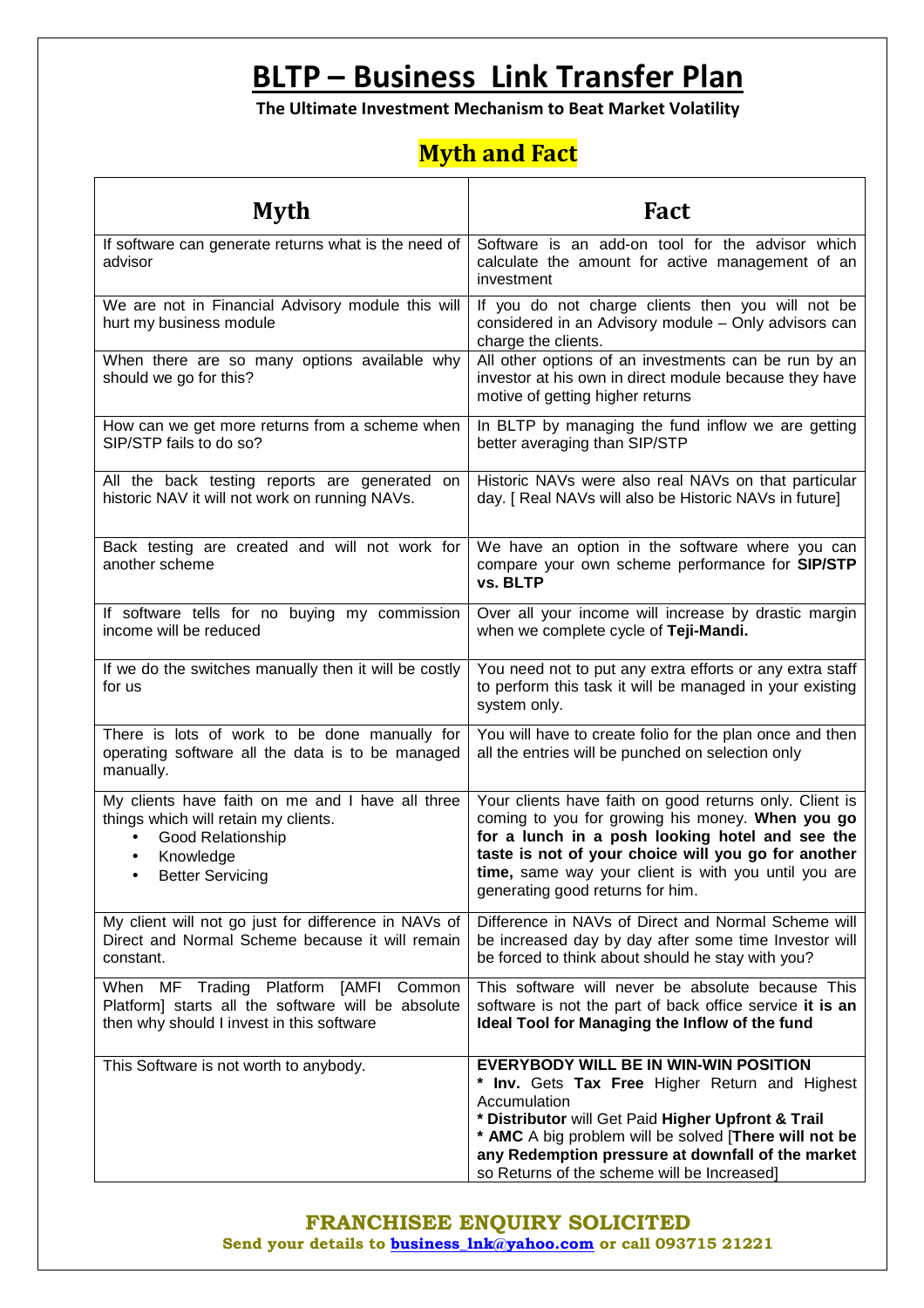# BLTP – Business Link Transfer Plan

**The Ultimate Investment Mechanism to Beat Market Volatility**

## Myth and Fact

| Myth | Fact |
|---|---|
| If software can generate returns what is the need of advisor | Software is an add-on tool for the advisor which calculate the amount for active management of an investment |
| We are not in Financial Advisory module this will hurt my business module | If you do not charge clients then you will not be considered in an Advisory module – Only advisors can charge the clients. |
| When there are so many options available why should we go for this? | All other options of an investments can be run by an investor at his own in direct module because they have motive of getting higher returns |
| How can we get more returns from a scheme when SIP/STP fails to do so? | In BLTP by managing the fund inflow we are getting better averaging than SIP/STP |
| All the back testing reports are generated on historic NAV it will not work on running NAVs. | Historic NAVs were also real NAVs on that particular day. [ Real NAVs will also be Historic NAVs in future] |
| Back testing are created and will not work for another scheme | We have an option in the software where you can compare your own scheme performance for **SIP/STP vs. BLTP** |
| If software tells for no buying my commission income will be reduced | Over all your income will increase by drastic margin when we complete cycle of **Teji-Mandi.** |
| If we do the switches manually then it will be costly for us | You need not to put any extra efforts or any extra staff to perform this task it will be managed in your existing system only. |
| There is lots of work to be done manually for operating software all the data is to be managed manually. | You will have to create folio for the plan once and then all the entries will be punched on selection only |
| My clients have faith on me and I have all three things which will retain my clients.<br>• Good Relationship<br>• Knowledge<br>• Better Servicing | Your clients have faith on good returns only. Client is coming to you for growing his money. **When you go for a lunch in a posh looking hotel and see the taste is not of your choice will you go for another time,** same way your client is with you until you are generating good returns for him. |
| My client will not go just for difference in NAVs of Direct and Normal Scheme because it will remain constant. | Difference in NAVs of Direct and Normal Scheme will be increased day by day after some time Investor will be forced to think about should he stay with you? |
| When MF Trading Platform [AMFI Common Platform] starts all the software will be absolute then why should I invest in this software | This software will never be absolute because This software is not the part of back office service **it is an Ideal Tool for Managing the Inflow of the fund** |
| This Software is not worth to anybody. | **EVERYBODY WILL BE IN WIN-WIN POSITION**<br>* **Inv.** Gets **Tax Free** Higher Return and Highest Accumulation<br>* **Distributor** will Get Paid **Higher Upfront & Trail**<br>* **AMC** A big problem will be solved [**There will not be any Redemption pressure at downfall of the market** so Returns of the scheme will be Increased] |

**FRANCHISEE ENQUIRY SOLICITED**

**Send your details to business_lnk@yahoo.com or call 093715 21221**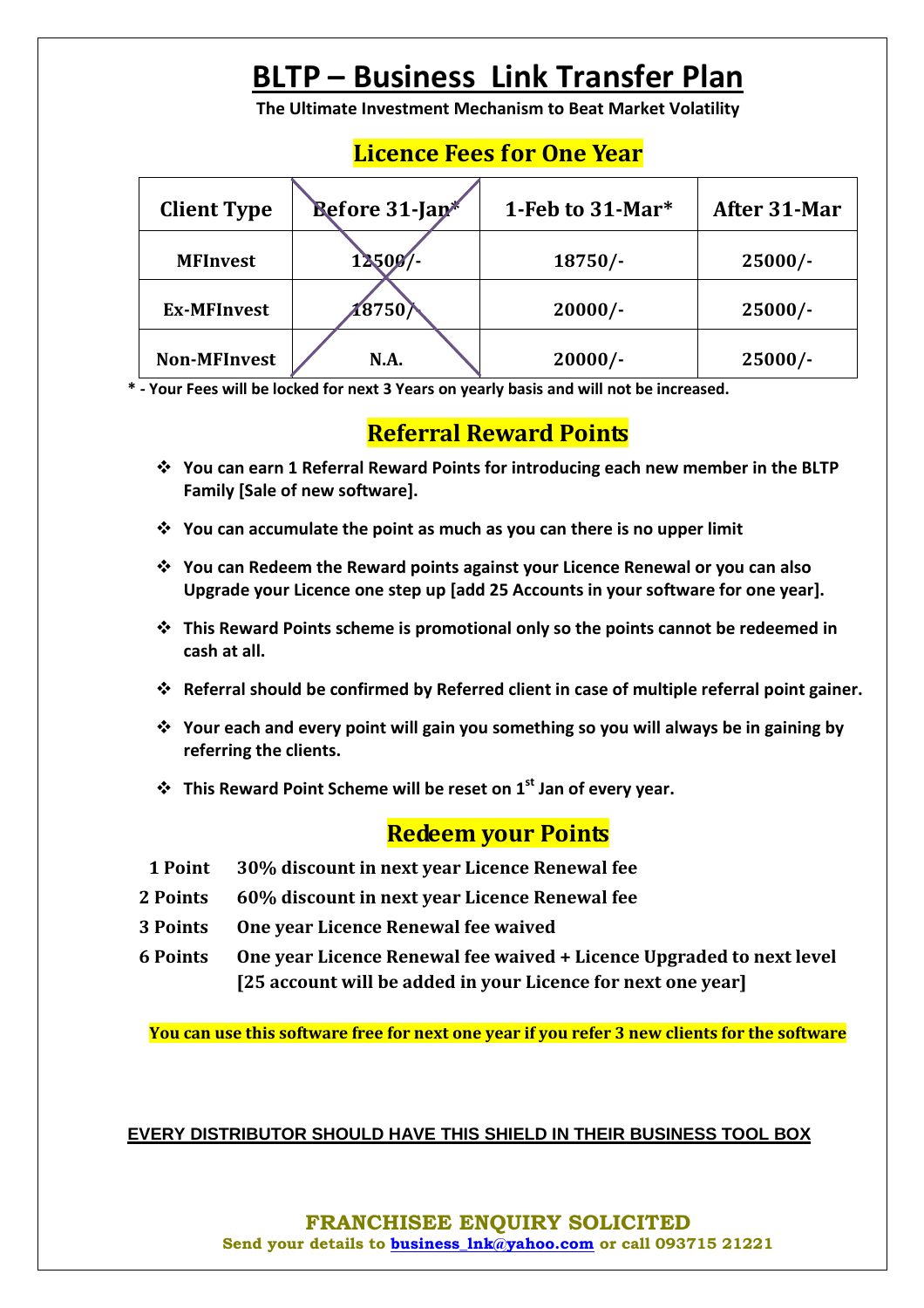# BLTP – Business Link Transfer Plan

**The Ultimate Investment Mechanism to Beat Market Volatility**

## Licence Fees for One Year

| Client Type | Before 31-Jan* | 1-Feb to 31-Mar* | After 31-Mar |
|---|---|---|---|
| MFInvest | 12500/- | 18750/- | 25000/- |
| Ex-MFInvest | 18750/- | 20000/- | 25000/- |
| Non-MFInvest | N.A. | 20000/- | 25000/- |

**\* - Your Fees will be locked for next 3 Years on yearly basis and will not be increased.**

## Referral Reward Points

- **You can earn 1 Referral Reward Points for introducing each new member in the BLTP Family [Sale of new software].**
- **You can accumulate the point as much as you can there is no upper limit**
- **You can Redeem the Reward points against your Licence Renewal or you can also Upgrade your Licence one step up [add 25 Accounts in your software for one year].**
- **This Reward Points scheme is promotional only so the points cannot be redeemed in cash at all.**
- **Referral should be confirmed by Referred client in case of multiple referral point gainer.**
- **Your each and every point will gain you something so you will always be in gaining by referring the clients.**
- **This Reward Point Scheme will be reset on 1st Jan of every year.**

## Redeem your Points

| | |
|---|---|
| **1 Point** | **30% discount in next year Licence Renewal fee** |
| **2 Points** | **60% discount in next year Licence Renewal fee** |
| **3 Points** | **One year Licence Renewal fee waived** |
| **6 Points** | **One year Licence Renewal fee waived + Licence Upgraded to next level [25 account will be added in your Licence for next one year]** |

**You can use this software free for next one year if you refer 3 new clients for the software**

**EVERY DISTRIBUTOR SHOULD HAVE THIS SHIELD IN THEIR BUSINESS TOOL BOX**

**FRANCHISEE ENQUIRY SOLICITED**

**Send your details to business_lnk@yahoo.com or call 093715 21221**